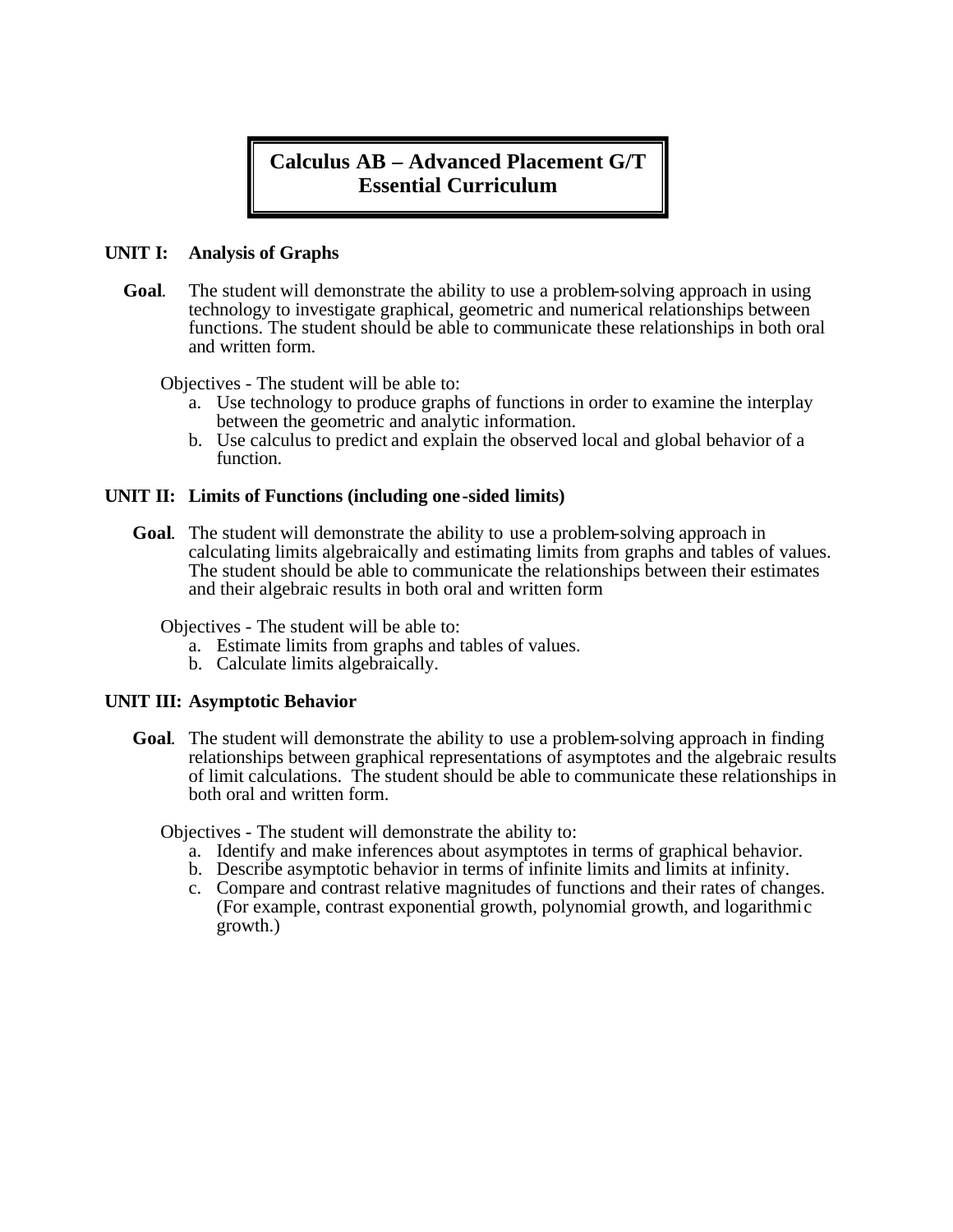# Calculus AB – Advanced Placement G/T Essential Curriculum

## UNIT I: Analysis of Graphs

**Goal**. The student will demonstrate the ability to use a problem-solving approach in using technology to investigate graphical, geometric and numerical relationships between functions. The student should be able to communicate these relationships in both oral and written form.

Objectives - The student will be able to:

a. Use technology to produce graphs of functions in order to examine the interplay between the geometric and analytic information.
b. Use calculus to predict and explain the observed local and global behavior of a function.

## UNIT II: Limits of Functions (including one-sided limits)

**Goal**. The student will demonstrate the ability to use a problem-solving approach in calculating limits algebraically and estimating limits from graphs and tables of values. The student should be able to communicate the relationships between their estimates and their algebraic results in both oral and written form

Objectives - The student will be able to:

a. Estimate limits from graphs and tables of values.
b. Calculate limits algebraically.

## UNIT III: Asymptotic Behavior

**Goal**. The student will demonstrate the ability to use a problem-solving approach in finding relationships between graphical representations of asymptotes and the algebraic results of limit calculations. The student should be able to communicate these relationships in both oral and written form.

Objectives - The student will demonstrate the ability to:

a. Identify and make inferences about asymptotes in terms of graphical behavior.
b. Describe asymptotic behavior in terms of infinite limits and limits at infinity.
c. Compare and contrast relative magnitudes of functions and their rates of changes. (For example, contrast exponential growth, polynomial growth, and logarithmic growth.)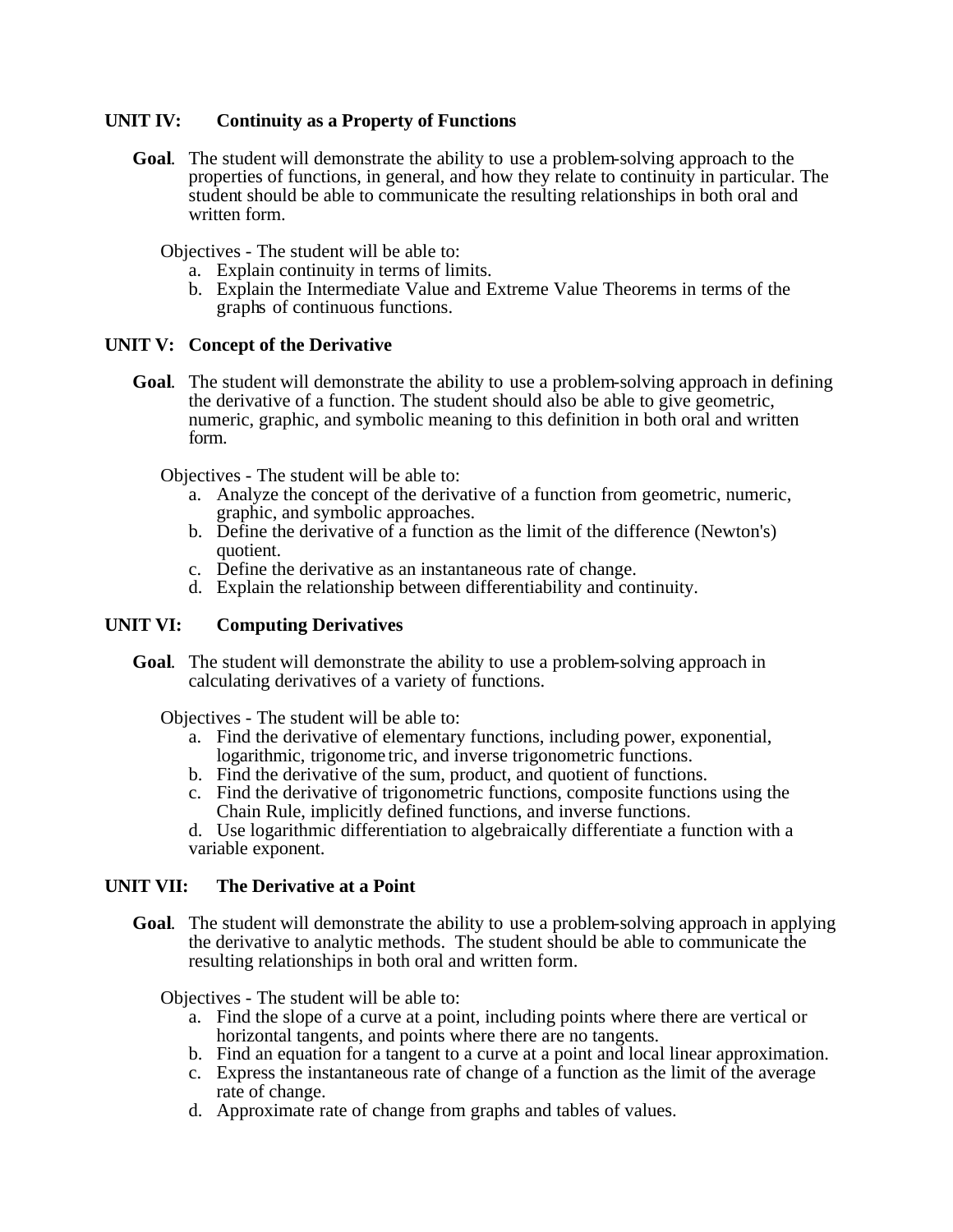## UNIT IV: Continuity as a Property of Functions

**Goal**. The student will demonstrate the ability to use a problem-solving approach to the properties of functions, in general, and how they relate to continuity in particular. The student should be able to communicate the resulting relationships in both oral and written form.

Objectives - The student will be able to:

a. Explain continuity in terms of limits.
b. Explain the Intermediate Value and Extreme Value Theorems in terms of the graphs of continuous functions.

## UNIT V: Concept of the Derivative

**Goal**. The student will demonstrate the ability to use a problem-solving approach in defining the derivative of a function. The student should also be able to give geometric, numeric, graphic, and symbolic meaning to this definition in both oral and written form.

Objectives - The student will be able to:

a. Analyze the concept of the derivative of a function from geometric, numeric, graphic, and symbolic approaches.
b. Define the derivative of a function as the limit of the difference (Newton's) quotient.
c. Define the derivative as an instantaneous rate of change.
d. Explain the relationship between differentiability and continuity.

## UNIT VI: Computing Derivatives

**Goal**. The student will demonstrate the ability to use a problem-solving approach in calculating derivatives of a variety of functions.

Objectives - The student will be able to:

a. Find the derivative of elementary functions, including power, exponential, logarithmic, trigonometric, and inverse trigonometric functions.
b. Find the derivative of the sum, product, and quotient of functions.
c. Find the derivative of trigonometric functions, composite functions using the Chain Rule, implicitly defined functions, and inverse functions.
d. Use logarithmic differentiation to algebraically differentiate a function with a variable exponent.

## UNIT VII: The Derivative at a Point

**Goal**. The student will demonstrate the ability to use a problem-solving approach in applying the derivative to analytic methods. The student should be able to communicate the resulting relationships in both oral and written form.

Objectives - The student will be able to:

a. Find the slope of a curve at a point, including points where there are vertical or horizontal tangents, and points where there are no tangents.
b. Find an equation for a tangent to a curve at a point and local linear approximation.
c. Express the instantaneous rate of change of a function as the limit of the average rate of change.
d. Approximate rate of change from graphs and tables of values.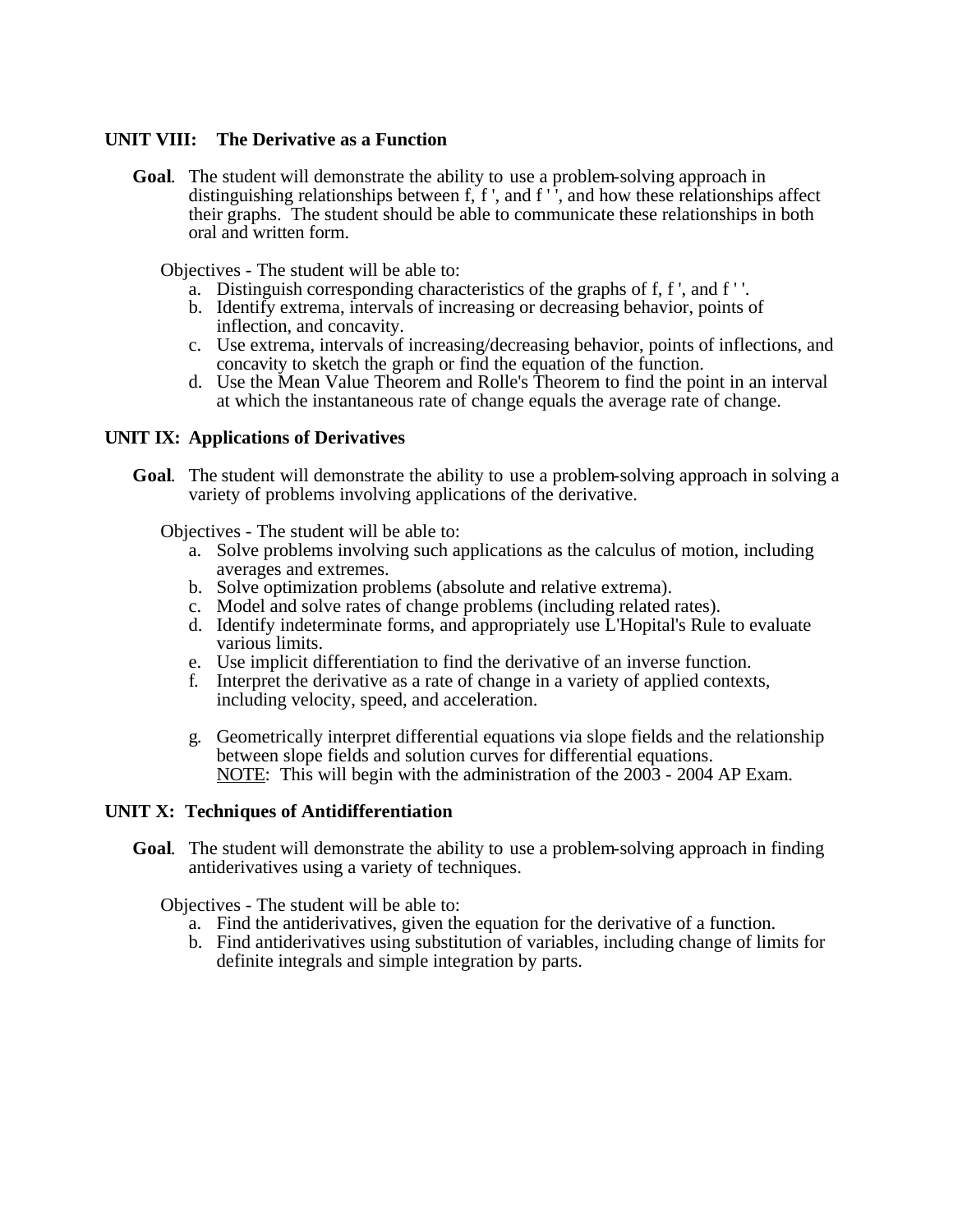## UNIT VIII: The Derivative as a Function

**Goal**. The student will demonstrate the ability to use a problem-solving approach in distinguishing relationships between f, f ', and f ' ', and how these relationships affect their graphs. The student should be able to communicate these relationships in both oral and written form.

Objectives - The student will be able to:

a. Distinguish corresponding characteristics of the graphs of f, f ', and f ' '.
b. Identify extrema, intervals of increasing or decreasing behavior, points of inflection, and concavity.
c. Use extrema, intervals of increasing/decreasing behavior, points of inflections, and concavity to sketch the graph or find the equation of the function.
d. Use the Mean Value Theorem and Rolle's Theorem to find the point in an interval at which the instantaneous rate of change equals the average rate of change.

## UNIT IX: Applications of Derivatives

**Goal**. The student will demonstrate the ability to use a problem-solving approach in solving a variety of problems involving applications of the derivative.

Objectives - The student will be able to:

a. Solve problems involving such applications as the calculus of motion, including averages and extremes.
b. Solve optimization problems (absolute and relative extrema).
c. Model and solve rates of change problems (including related rates).
d. Identify indeterminate forms, and appropriately use L'Hopital's Rule to evaluate various limits.
e. Use implicit differentiation to find the derivative of an inverse function.
f. Interpret the derivative as a rate of change in a variety of applied contexts, including velocity, speed, and acceleration.

g. Geometrically interpret differential equations via slope fields and the relationship between slope fields and solution curves for differential equations.
   NOTE: This will begin with the administration of the 2003 - 2004 AP Exam.

## UNIT X: Techniques of Antidifferentiation

**Goal**. The student will demonstrate the ability to use a problem-solving approach in finding antiderivatives using a variety of techniques.

Objectives - The student will be able to:

a. Find the antiderivatives, given the equation for the derivative of a function.
b. Find antiderivatives using substitution of variables, including change of limits for definite integrals and simple integration by parts.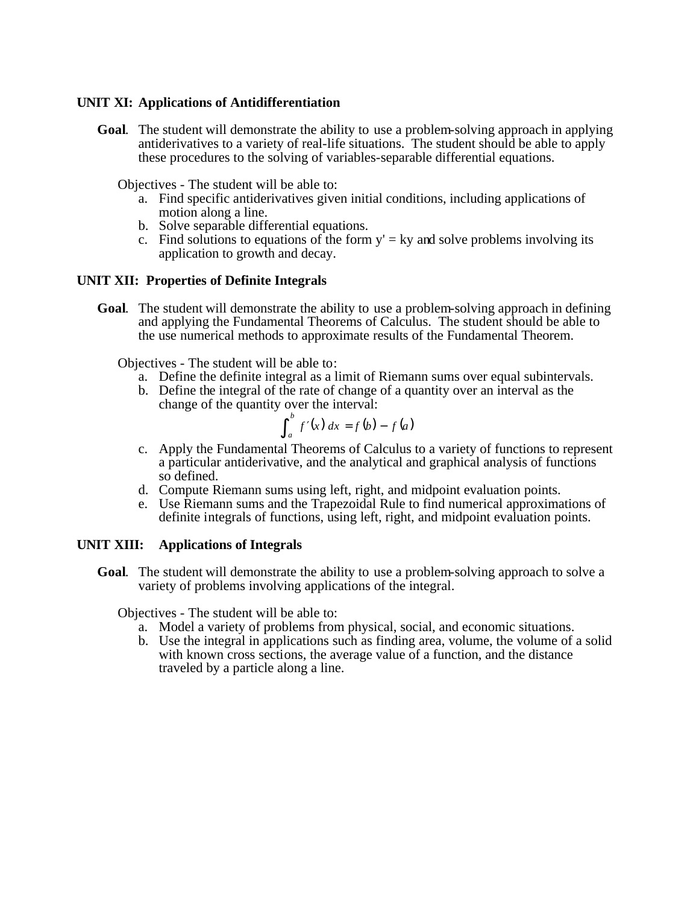### UNIT XI: Applications of Antidifferentiation

**Goal**. The student will demonstrate the ability to use a problem-solving approach in applying antiderivatives to a variety of real-life situations. The student should be able to apply these procedures to the solving of variables-separable differential equations.

Objectives - The student will be able to:

a. Find specific antiderivatives given initial conditions, including applications of motion along a line.
b. Solve separable differential equations.
c. Find solutions to equations of the form y' = ky and solve problems involving its application to growth and decay.

### UNIT XII: Properties of Definite Integrals

**Goal**. The student will demonstrate the ability to use a problem-solving approach in defining and applying the Fundamental Theorems of Calculus. The student should be able to the use numerical methods to approximate results of the Fundamental Theorem.

Objectives - The student will be able to:

a. Define the definite integral as a limit of Riemann sums over equal subintervals.
b. Define the integral of the rate of change of a quantity over an interval as the change of the quantity over the interval:

$$\int_a^b f'(x)\,dx = f(b) - f(a)$$

c. Apply the Fundamental Theorems of Calculus to a variety of functions to represent a particular antiderivative, and the analytical and graphical analysis of functions so defined.
d. Compute Riemann sums using left, right, and midpoint evaluation points.
e. Use Riemann sums and the Trapezoidal Rule to find numerical approximations of definite integrals of functions, using left, right, and midpoint evaluation points.

### UNIT XIII: Applications of Integrals

**Goal**. The student will demonstrate the ability to use a problem-solving approach to solve a variety of problems involving applications of the integral.

Objectives - The student will be able to:

a. Model a variety of problems from physical, social, and economic situations.
b. Use the integral in applications such as finding area, volume, the volume of a solid with known cross sections, the average value of a function, and the distance traveled by a particle along a line.